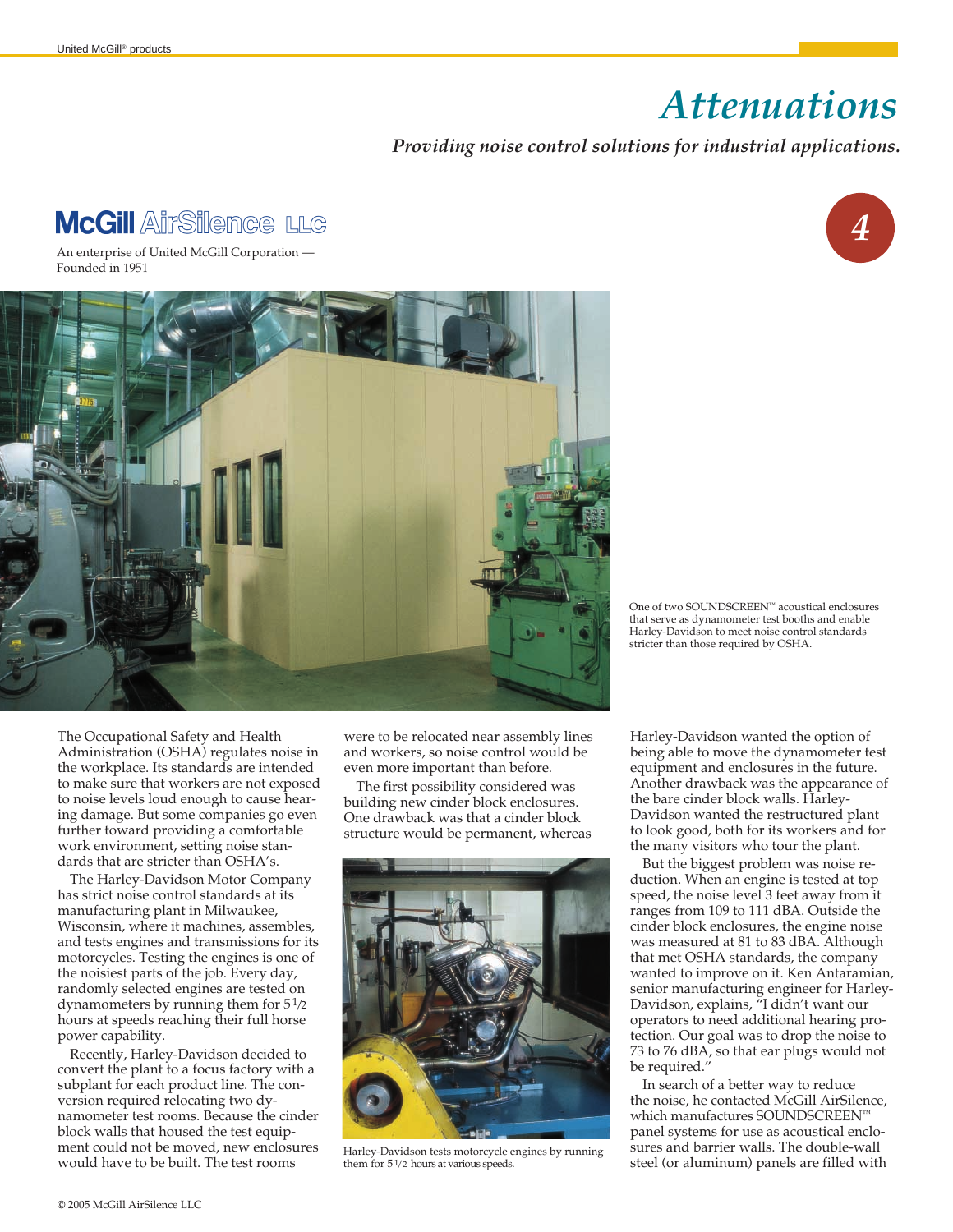# Attenuations

***Providing noise control solutions for industrial applications.***

**McGill AirSilence LLC**

An enterprise of United McGill Corporation — Founded in 1951

4

One of two SOUNDSCREEN™ acoustical enclosures that serve as dynamometer test booths and enable Harley-Davidson to meet noise control standards stricter than those required by OSHA.

The Occupational Safety and Health Administration (OSHA) regulates noise in the workplace. Its standards are intended to make sure that workers are not exposed to noise levels loud enough to cause hearing damage. But some companies go even further toward providing a comfortable work environment, setting noise standards that are stricter than OSHA's.

The Harley-Davidson Motor Company has strict noise control standards at its manufacturing plant in Milwaukee, Wisconsin, where it machines, assembles, and tests engines and transmissions for its motorcycles. Testing the engines is one of the noisiest parts of the job. Every day, randomly selected engines are tested on dynamometers by running them for 5 1/2 hours at speeds reaching their full horse power capability.

Recently, Harley-Davidson decided to convert the plant to a focus factory with a subplant for each product line. The conversion required relocating two dynamometer test rooms. Because the cinder block walls that housed the test equipment could not be moved, new enclosures would have to be built. The test rooms were to be relocated near assembly lines and workers, so noise control would be even more important than before.

The first possibility considered was building new cinder block enclosures. One drawback was that a cinder block structure would be permanent, whereas Harley-Davidson wanted the option of being able to move the dynamometer test equipment and enclosures in the future. Another drawback was the appearance of the bare cinder block walls. Harley-Davidson wanted the restructured plant to look good, both for its workers and for the many visitors who tour the plant.

Harley-Davidson tests motorcycle engines by running them for 5 1/2 hours at various speeds.

But the biggest problem was noise reduction. When an engine is tested at top speed, the noise level 3 feet away from it ranges from 109 to 111 dBA. Outside the cinder block enclosures, the engine noise was measured at 81 to 83 dBA. Although that met OSHA standards, the company wanted to improve on it. Ken Antaramian, senior manufacturing engineer for Harley-Davidson, explains, "I didn't want our operators to need additional hearing protection. Our goal was to drop the noise to 73 to 76 dBA, so that ear plugs would not be required."

In search of a better way to reduce the noise, he contacted McGill AirSilence, which manufactures SOUNDSCREEN™ panel systems for use as acoustical enclosures and barrier walls. The double-wall steel (or aluminum) panels are filled with

© 2005 McGill AirSilence LLC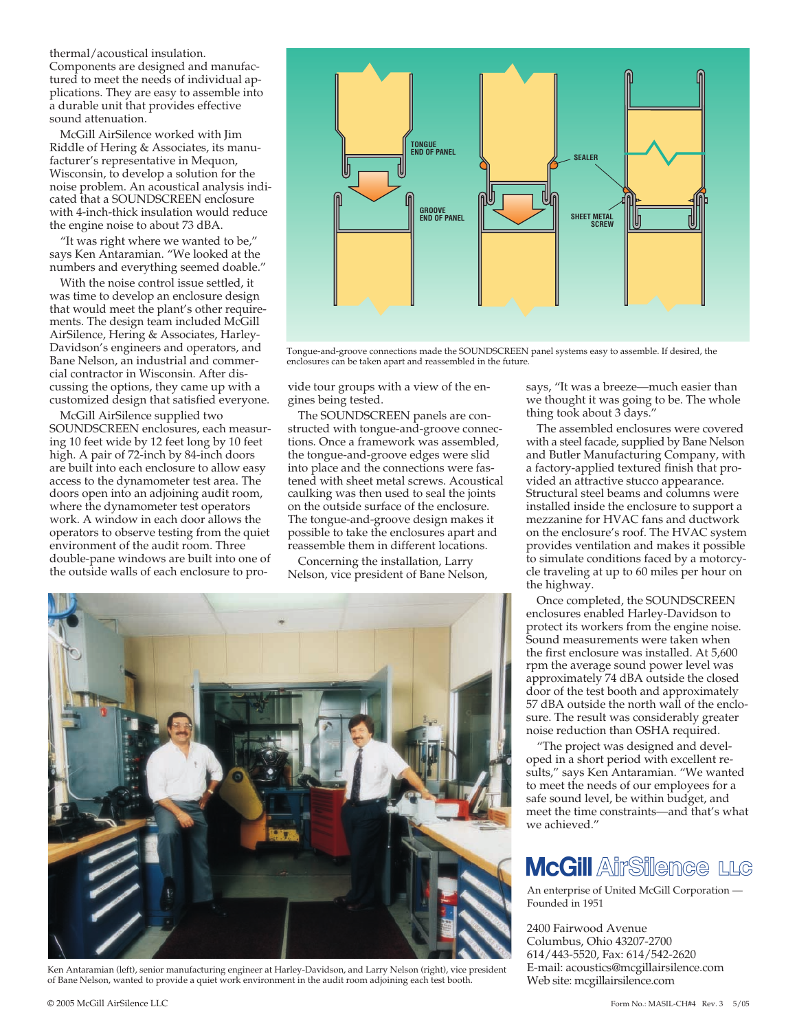thermal/acoustical insulation. Components are designed and manufactured to meet the needs of individual applications. They are easy to assemble into a durable unit that provides effective sound attenuation.

McGill AirSilence worked with Jim Riddle of Hering & Associates, its manufacturer's representative in Mequon, Wisconsin, to develop a solution for the noise problem. An acoustical analysis indicated that a SOUNDSCREEN enclosure with 4-inch-thick insulation would reduce the engine noise to about 73 dBA.

"It was right where we wanted to be," says Ken Antaramian. "We looked at the numbers and everything seemed doable."

With the noise control issue settled, it was time to develop an enclosure design that would meet the plant's other requirements. The design team included McGill AirSilence, Hering & Associates, Harley-Davidson's engineers and operators, and Bane Nelson, an industrial and commercial contractor in Wisconsin. After discussing the options, they came up with a customized design that satisfied everyone.

McGill AirSilence supplied two SOUNDSCREEN enclosures, each measuring 10 feet wide by 12 feet long by 10 feet high. A pair of 72-inch by 84-inch doors are built into each enclosure to allow easy access to the dynamometer test area. The doors open into an adjoining audit room, where the dynamometer test operators work. A window in each door allows the operators to observe testing from the quiet environment of the audit room. Three double-pane windows are built into one of the outside walls of each enclosure to provide tour groups with a view of the engines being tested.

TONGUE END OF PANEL

GROOVE END OF PANEL

SEALER

SHEET METAL SCREW

Tongue-and-groove connections made the SOUNDSCREEN panel systems easy to assemble. If desired, the enclosures can be taken apart and reassembled in the future.

The SOUNDSCREEN panels are constructed with tongue-and-groove connections. Once a framework was assembled, the tongue-and-groove edges were slid into place and the connections were fastened with sheet metal screws. Acoustical caulking was then used to seal the joints on the outside surface of the enclosure. The tongue-and-groove design makes it possible to take the enclosures apart and reassemble them in different locations.

Concerning the installation, Larry Nelson, vice president of Bane Nelson, says, "It was a breeze—much easier than we thought it was going to be. The whole thing took about 3 days."

The assembled enclosures were covered with a steel facade, supplied by Bane Nelson and Butler Manufacturing Company, with a factory-applied textured finish that provided an attractive stucco appearance. Structural steel beams and columns were installed inside the enclosure to support a mezzanine for HVAC fans and ductwork on the enclosure's roof. The HVAC system provides ventilation and makes it possible to simulate conditions faced by a motorcycle traveling at up to 60 miles per hour on the highway.

Once completed, the SOUNDSCREEN enclosures enabled Harley-Davidson to protect its workers from the engine noise. Sound measurements were taken when the first enclosure was installed. At 5,600 rpm the average sound power level was approximately 74 dBA outside the closed door of the test booth and approximately 57 dBA outside the north wall of the enclosure. The result was considerably greater noise reduction than OSHA required.

"The project was designed and developed in a short period with excellent results," says Ken Antaramian. "We wanted to meet the needs of our employees for a safe sound level, be within budget, and meet the time constraints—and that's what we achieved."

Ken Antaramian (left), senior manufacturing engineer at Harley-Davidson, and Larry Nelson (right), vice president of Bane Nelson, wanted to provide a quiet work environment in the audit room adjoining each test booth.

**McGill AirSilence LLC**

An enterprise of United McGill Corporation — Founded in 1951

2400 Fairwood Avenue
Columbus, Ohio 43207-2700
614/443-5520, Fax: 614/542-2620
E-mail: acoustics@mcgillairsilence.com
Web site: mcgillairsilence.com

© 2005 McGill AirSilence LLC

Form No.: MASIL-CH#4 Rev. 3 5/05